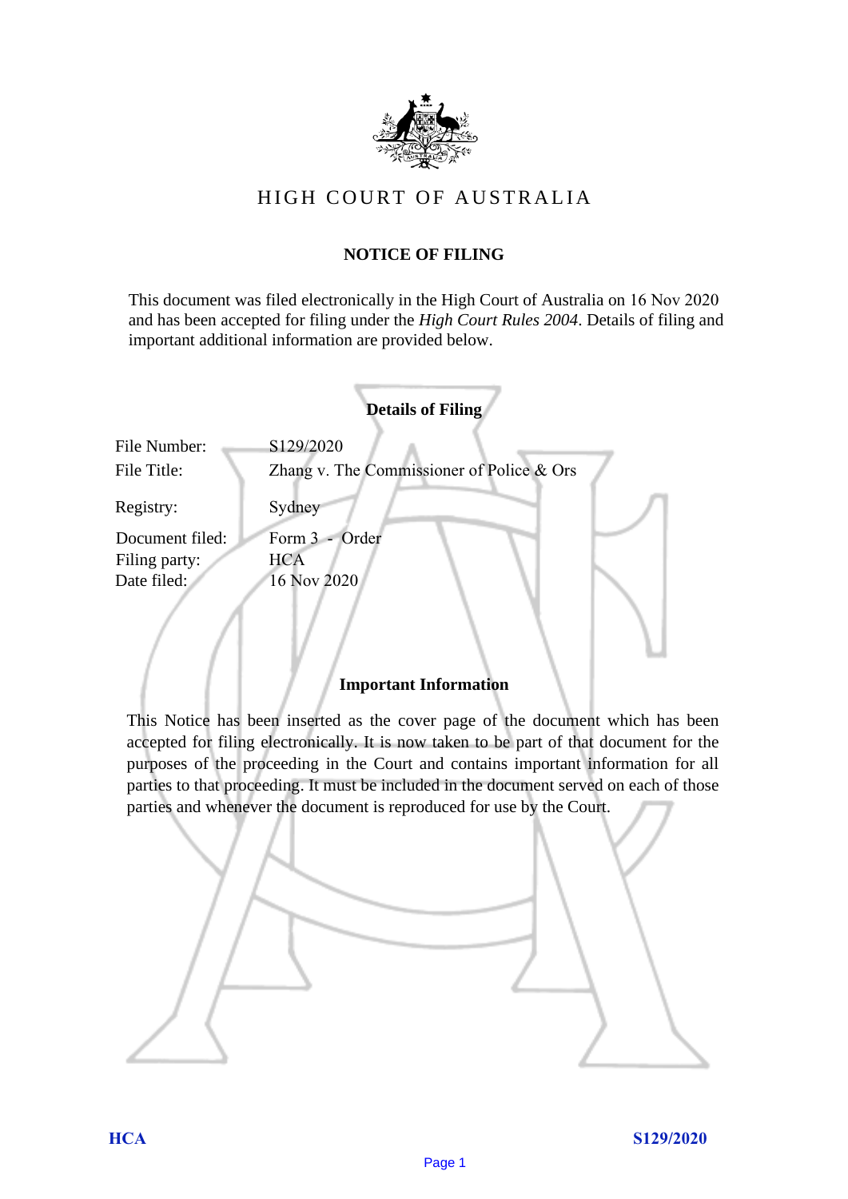# HIGH COURT OF AUSTRALIA

## NOTICE OF FILING

This document was filed electronically in the High Court of Australia on 16 Nov 2020 and has been accepted for filing under the *High Court Rules 2004*. Details of filing and important additional information are provided below.

### Details of Filing

| | |
|---|---|
| File Number: | S129/2020 |
| File Title: | Zhang v. The Commissioner of Police & Ors |
| Registry: | Sydney |
| Document filed: | Form 3 - Order |
| Filing party: | HCA |
| Date filed: | 16 Nov 2020 |

### Important Information

This Notice has been inserted as the cover page of the document which has been accepted for filing electronically. It is now taken to be part of that document for the purposes of the proceeding in the Court and contains important information for all parties to that proceeding. It must be included in the document served on each of those parties and whenever the document is reproduced for use by the Court.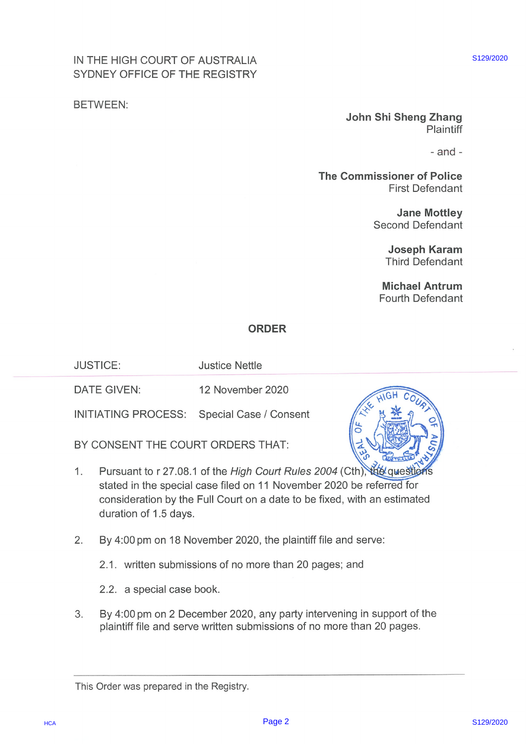IN THE HIGH COURT OF AUSTRALIA
SYDNEY OFFICE OF THE REGISTRY

S129/2020

BETWEEN:

**John Shi Sheng Zhang**
Plaintiff

- and -

**The Commissioner of Police**
First Defendant

**Jane Mottley**
Second Defendant

**Joseph Karam**
Third Defendant

**Michael Antrum**
Fourth Defendant

## ORDER

| | |
|---|---|
| JUSTICE: | Justice Nettle |
| DATE GIVEN: | 12 November 2020 |
| INITIATING PROCESS: | Special Case / Consent |

BY CONSENT THE COURT ORDERS THAT:

1. Pursuant to r 27.08.1 of the *High Court Rules 2004* (Cth), the questions stated in the special case filed on 11 November 2020 be referred for consideration by the Full Court on a date to be fixed, with an estimated duration of 1.5 days.

2. By 4:00 pm on 18 November 2020, the plaintiff file and serve:

   2.1. written submissions of no more than 20 pages; and

   2.2. a special case book.

3. By 4:00 pm on 2 December 2020, any party intervening in support of the plaintiff file and serve written submissions of no more than 20 pages.

---

This Order was prepared in the Registry.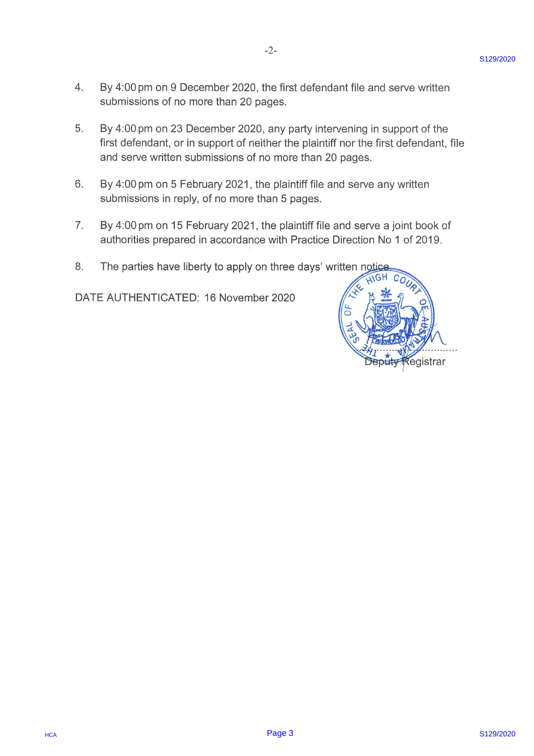4. By 4:00 pm on 9 December 2020, the first defendant file and serve written submissions of no more than 20 pages.

5. By 4:00 pm on 23 December 2020, any party intervening in support of the first defendant, or in support of neither the plaintiff nor the first defendant, file and serve written submissions of no more than 20 pages.

6. By 4:00 pm on 5 February 2021, the plaintiff file and serve any written submissions in reply, of no more than 5 pages.

7. By 4:00 pm on 15 February 2021, the plaintiff file and serve a joint book of authorities prepared in accordance with Practice Direction No 1 of 2019.

8. The parties have liberty to apply on three days' written notice.

DATE AUTHENTICATED: 16 November 2020

THE SEAL OF THE HIGH COURT OF AUSTRALIA

..............................
Deputy Registrar